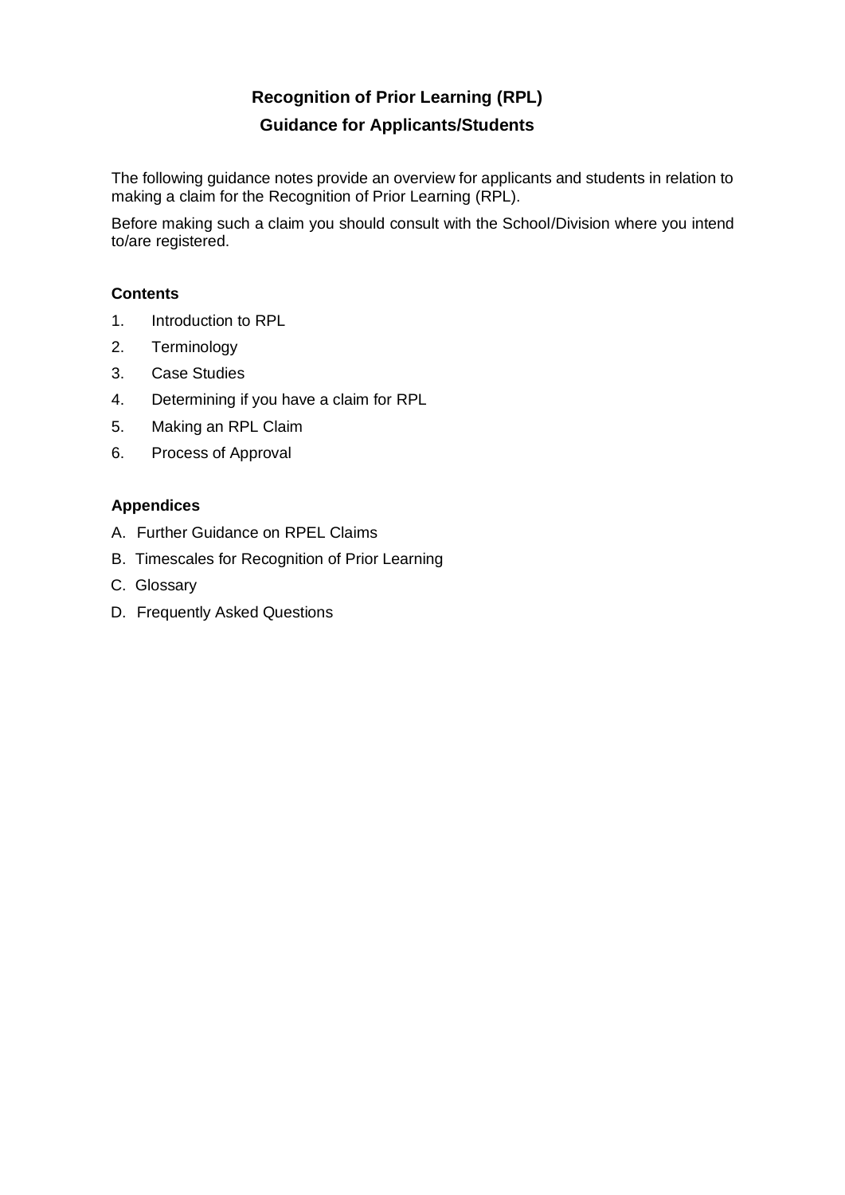# Recognition of Prior Learning (RPL)

## Guidance for Applicants/Students

The following guidance notes provide an overview for applicants and students in relation to making a claim for the Recognition of Prior Learning (RPL).

Before making such a claim you should consult with the School/Division where you intend to/are registered.

### Contents

1. Introduction to RPL
2. Terminology
3. Case Studies
4. Determining if you have a claim for RPL
5. Making an RPL Claim
6. Process of Approval

### Appendices

A. Further Guidance on RPEL Claims

B. Timescales for Recognition of Prior Learning

C. Glossary

D. Frequently Asked Questions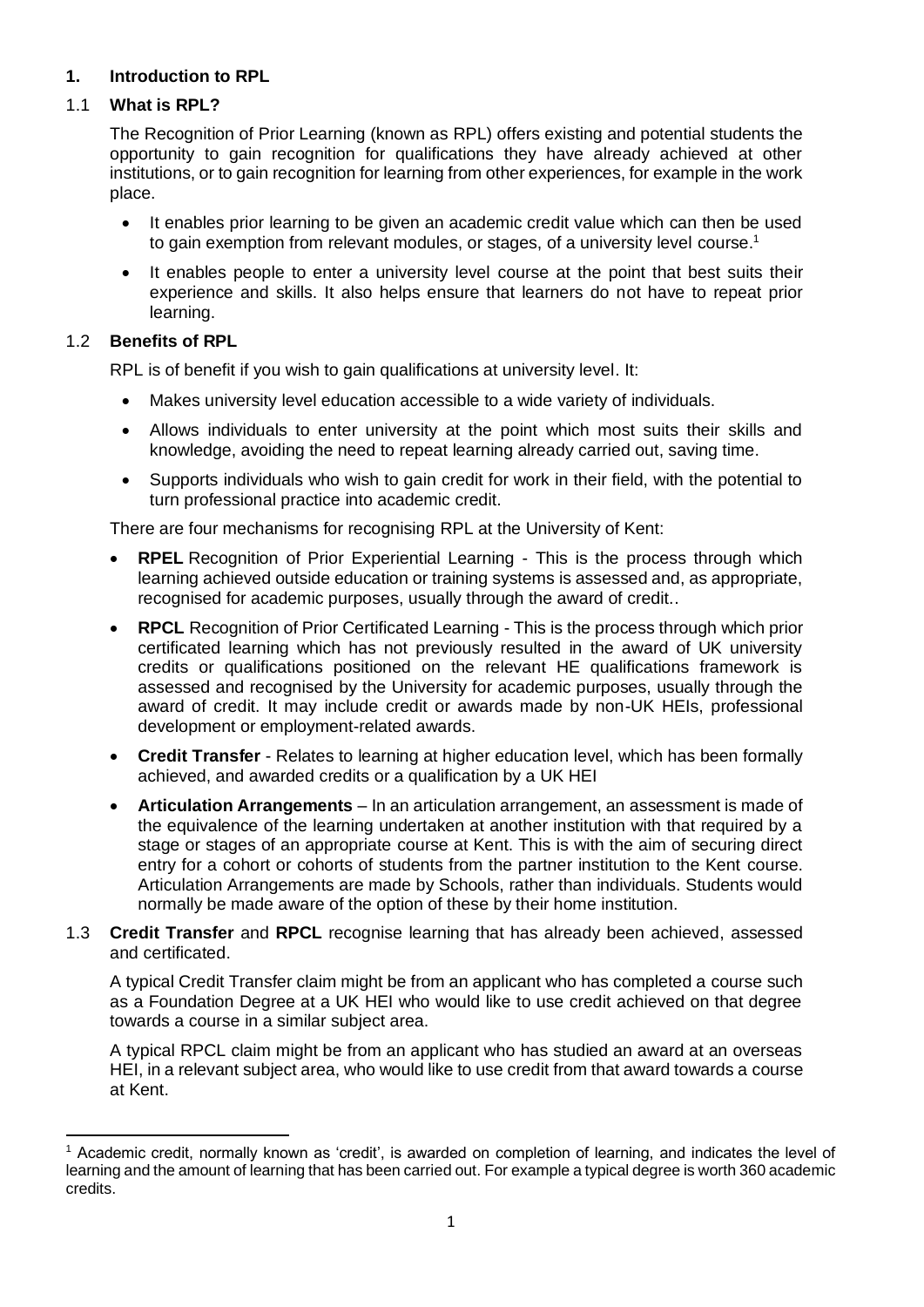## 1. Introduction to RPL

### 1.1 What is RPL?

The Recognition of Prior Learning (known as RPL) offers existing and potential students the opportunity to gain recognition for qualifications they have already achieved at other institutions, or to gain recognition for learning from other experiences, for example in the work place.

- It enables prior learning to be given an academic credit value which can then be used to gain exemption from relevant modules, or stages, of a university level course.[1]
- It enables people to enter a university level course at the point that best suits their experience and skills. It also helps ensure that learners do not have to repeat prior learning.

### 1.2 Benefits of RPL

RPL is of benefit if you wish to gain qualifications at university level. It:

- Makes university level education accessible to a wide variety of individuals.
- Allows individuals to enter university at the point which most suits their skills and knowledge, avoiding the need to repeat learning already carried out, saving time.
- Supports individuals who wish to gain credit for work in their field, with the potential to turn professional practice into academic credit.

There are four mechanisms for recognising RPL at the University of Kent:

- **RPEL** Recognition of Prior Experiential Learning - This is the process through which learning achieved outside education or training systems is assessed and, as appropriate, recognised for academic purposes, usually through the award of credit..
- **RPCL** Recognition of Prior Certificated Learning - This is the process through which prior certificated learning which has not previously resulted in the award of UK university credits or qualifications positioned on the relevant HE qualifications framework is assessed and recognised by the University for academic purposes, usually through the award of credit. It may include credit or awards made by non-UK HEIs, professional development or employment-related awards.
- **Credit Transfer** - Relates to learning at higher education level, which has been formally achieved, and awarded credits or a qualification by a UK HEI
- **Articulation Arrangements** – In an articulation arrangement, an assessment is made of the equivalence of the learning undertaken at another institution with that required by a stage or stages of an appropriate course at Kent. This is with the aim of securing direct entry for a cohort or cohorts of students from the partner institution to the Kent course. Articulation Arrangements are made by Schools, rather than individuals. Students would normally be made aware of the option of these by their home institution.

### 1.3 Credit Transfer and RPCL recognise learning that has already been achieved, assessed and certificated.

A typical Credit Transfer claim might be from an applicant who has completed a course such as a Foundation Degree at a UK HEI who would like to use credit achieved on that degree towards a course in a similar subject area.

A typical RPCL claim might be from an applicant who has studied an award at an overseas HEI, in a relevant subject area, who would like to use credit from that award towards a course at Kent.

---

[1] Academic credit, normally known as 'credit', is awarded on completion of learning, and indicates the level of learning and the amount of learning that has been carried out. For example a typical degree is worth 360 academic credits.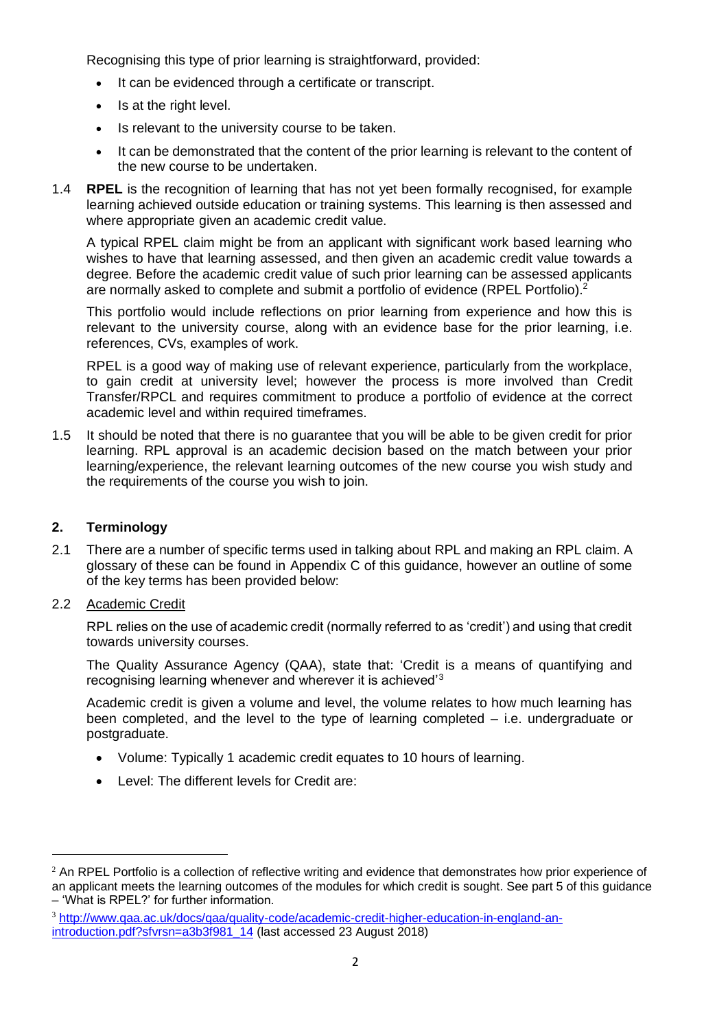Recognising this type of prior learning is straightforward, provided:

- It can be evidenced through a certificate or transcript.
- Is at the right level.
- Is relevant to the university course to be taken.
- It can be demonstrated that the content of the prior learning is relevant to the content of the new course to be undertaken.

1.4 **RPEL** is the recognition of learning that has not yet been formally recognised, for example learning achieved outside education or training systems. This learning is then assessed and where appropriate given an academic credit value.

A typical RPEL claim might be from an applicant with significant work based learning who wishes to have that learning assessed, and then given an academic credit value towards a degree. Before the academic credit value of such prior learning can be assessed applicants are normally asked to complete and submit a portfolio of evidence (RPEL Portfolio).[2]

This portfolio would include reflections on prior learning from experience and how this is relevant to the university course, along with an evidence base for the prior learning, i.e. references, CVs, examples of work.

RPEL is a good way of making use of relevant experience, particularly from the workplace, to gain credit at university level; however the process is more involved than Credit Transfer/RPCL and requires commitment to produce a portfolio of evidence at the correct academic level and within required timeframes.

1.5 It should be noted that there is no guarantee that you will be able to be given credit for prior learning. RPL approval is an academic decision based on the match between your prior learning/experience, the relevant learning outcomes of the new course you wish study and the requirements of the course you wish to join.

## 2. Terminology

2.1 There are a number of specific terms used in talking about RPL and making an RPL claim. A glossary of these can be found in Appendix C of this guidance, however an outline of some of the key terms has been provided below:

2.2 <u>Academic Credit</u>

RPL relies on the use of academic credit (normally referred to as 'credit') and using that credit towards university courses.

The Quality Assurance Agency (QAA), state that: 'Credit is a means of quantifying and recognising learning whenever and wherever it is achieved'[3]

Academic credit is given a volume and level, the volume relates to how much learning has been completed, and the level to the type of learning completed – i.e. undergraduate or postgraduate.

- Volume: Typically 1 academic credit equates to 10 hours of learning.
- Level: The different levels for Credit are:

---

[2] An RPEL Portfolio is a collection of reflective writing and evidence that demonstrates how prior experience of an applicant meets the learning outcomes of the modules for which credit is sought. See part 5 of this guidance – 'What is RPEL?' for further information.

[3] http://www.qaa.ac.uk/docs/qaa/quality-code/academic-credit-higher-education-in-england-an-introduction.pdf?sfvrsn=a3b3f981_14 (last accessed 23 August 2018)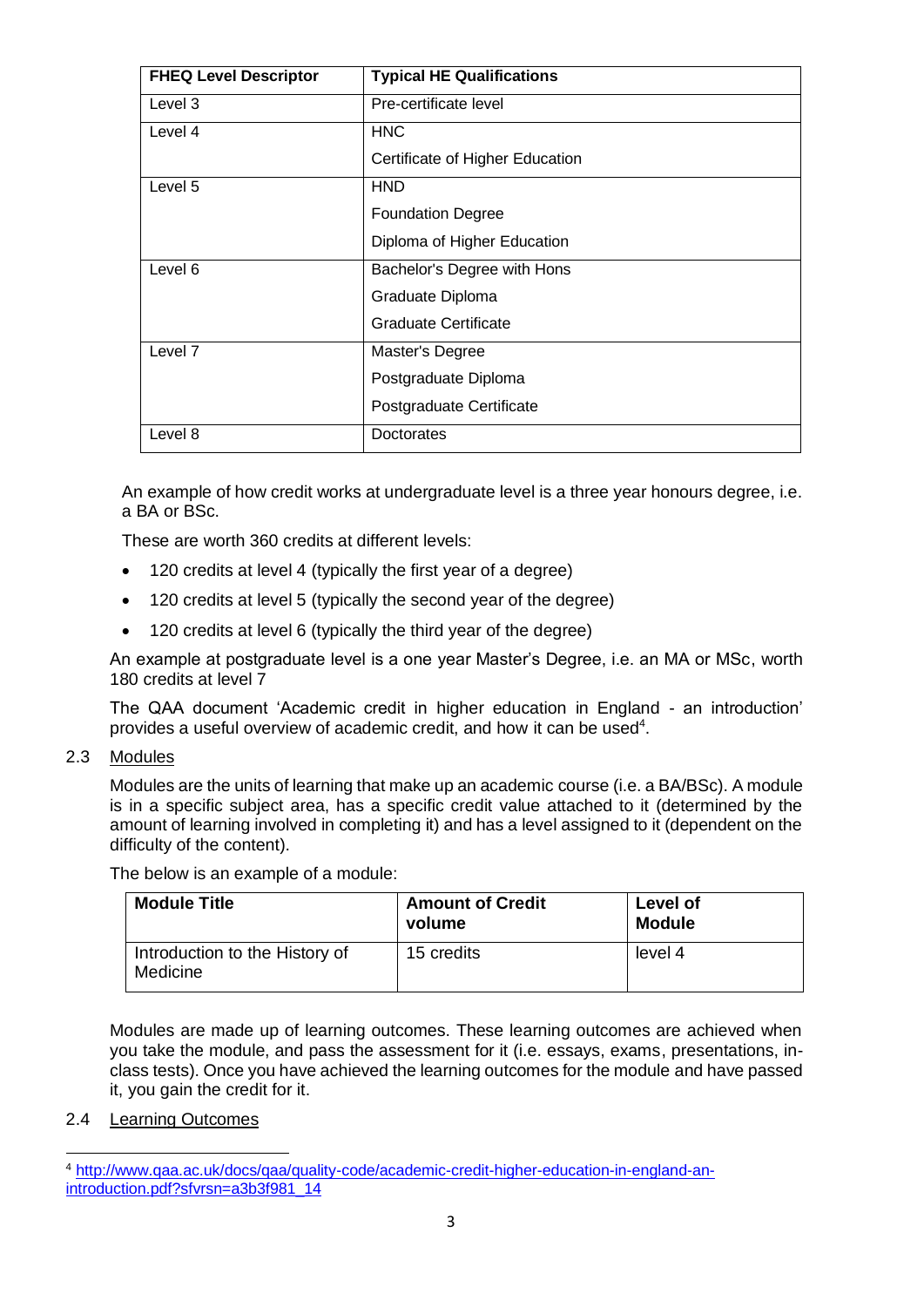| FHEQ Level Descriptor | Typical HE Qualifications |
|---|---|
| Level 3 | Pre-certificate level |
| Level 4 | HNC<br>Certificate of Higher Education |
| Level 5 | HND<br>Foundation Degree<br>Diploma of Higher Education |
| Level 6 | Bachelor's Degree with Hons<br>Graduate Diploma<br>Graduate Certificate |
| Level 7 | Master's Degree<br>Postgraduate Diploma<br>Postgraduate Certificate |
| Level 8 | Doctorates |

An example of how credit works at undergraduate level is a three year honours degree, i.e. a BA or BSc.

These are worth 360 credits at different levels:

- 120 credits at level 4 (typically the first year of a degree)
- 120 credits at level 5 (typically the second year of the degree)
- 120 credits at level 6 (typically the third year of the degree)

An example at postgraduate level is a one year Master's Degree, i.e. an MA or MSc, worth 180 credits at level 7

The QAA document 'Academic credit in higher education in England - an introduction' provides a useful overview of academic credit, and how it can be used[4].

## 2.3 Modules

Modules are the units of learning that make up an academic course (i.e. a BA/BSc). A module is in a specific subject area, has a specific credit value attached to it (determined by the amount of learning involved in completing it) and has a level assigned to it (dependent on the difficulty of the content).

The below is an example of a module:

| Module Title | Amount of Credit volume | Level of Module |
|---|---|---|
| Introduction to the History of Medicine | 15 credits | level 4 |

Modules are made up of learning outcomes. These learning outcomes are achieved when you take the module, and pass the assessment for it (i.e. essays, exams, presentations, in-class tests). Once you have achieved the learning outcomes for the module and have passed it, you gain the credit for it.

## 2.4 Learning Outcomes

[4] http://www.qaa.ac.uk/docs/qaa/quality-code/academic-credit-higher-education-in-england-an-introduction.pdf?sfvrsn=a3b3f981_14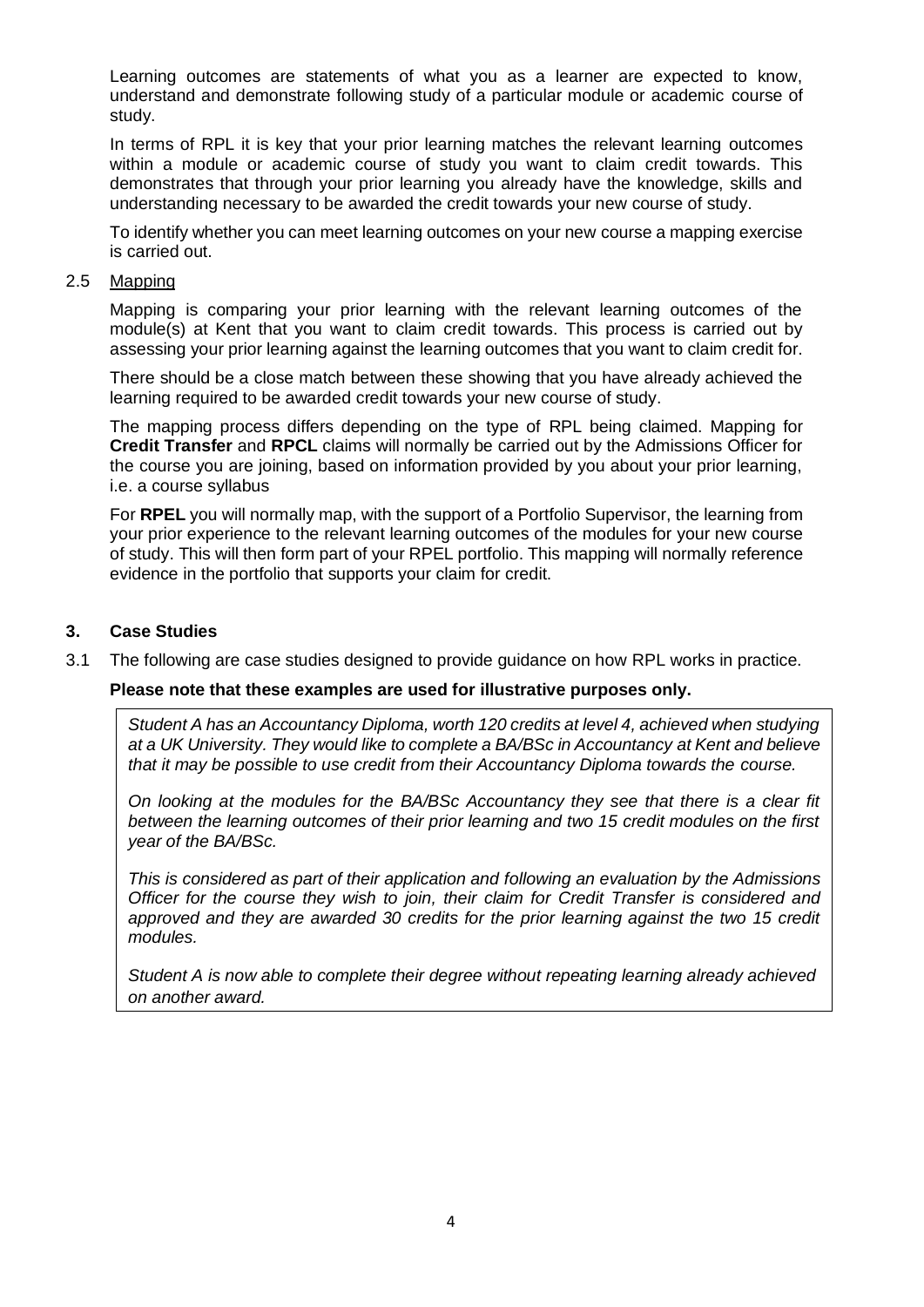Learning outcomes are statements of what you as a learner are expected to know, understand and demonstrate following study of a particular module or academic course of study.

In terms of RPL it is key that your prior learning matches the relevant learning outcomes within a module or academic course of study you want to claim credit towards. This demonstrates that through your prior learning you already have the knowledge, skills and understanding necessary to be awarded the credit towards your new course of study.

To identify whether you can meet learning outcomes on your new course a mapping exercise is carried out.

2.5 Mapping

Mapping is comparing your prior learning with the relevant learning outcomes of the module(s) at Kent that you want to claim credit towards. This process is carried out by assessing your prior learning against the learning outcomes that you want to claim credit for.

There should be a close match between these showing that you have already achieved the learning required to be awarded credit towards your new course of study.

The mapping process differs depending on the type of RPL being claimed. Mapping for **Credit Transfer** and **RPCL** claims will normally be carried out by the Admissions Officer for the course you are joining, based on information provided by you about your prior learning, i.e. a course syllabus

For **RPEL** you will normally map, with the support of a Portfolio Supervisor, the learning from your prior experience to the relevant learning outcomes of the modules for your new course of study. This will then form part of your RPEL portfolio. This mapping will normally reference evidence in the portfolio that supports your claim for credit.

## 3. Case Studies

3.1 The following are case studies designed to provide guidance on how RPL works in practice.

**Please note that these examples are used for illustrative purposes only.**

*Student A has an Accountancy Diploma, worth 120 credits at level 4, achieved when studying at a UK University. They would like to complete a BA/BSc in Accountancy at Kent and believe that it may be possible to use credit from their Accountancy Diploma towards the course.*

*On looking at the modules for the BA/BSc Accountancy they see that there is a clear fit between the learning outcomes of their prior learning and two 15 credit modules on the first year of the BA/BSc.*

*This is considered as part of their application and following an evaluation by the Admissions Officer for the course they wish to join, their claim for Credit Transfer is considered and approved and they are awarded 30 credits for the prior learning against the two 15 credit modules.*

*Student A is now able to complete their degree without repeating learning already achieved on another award.*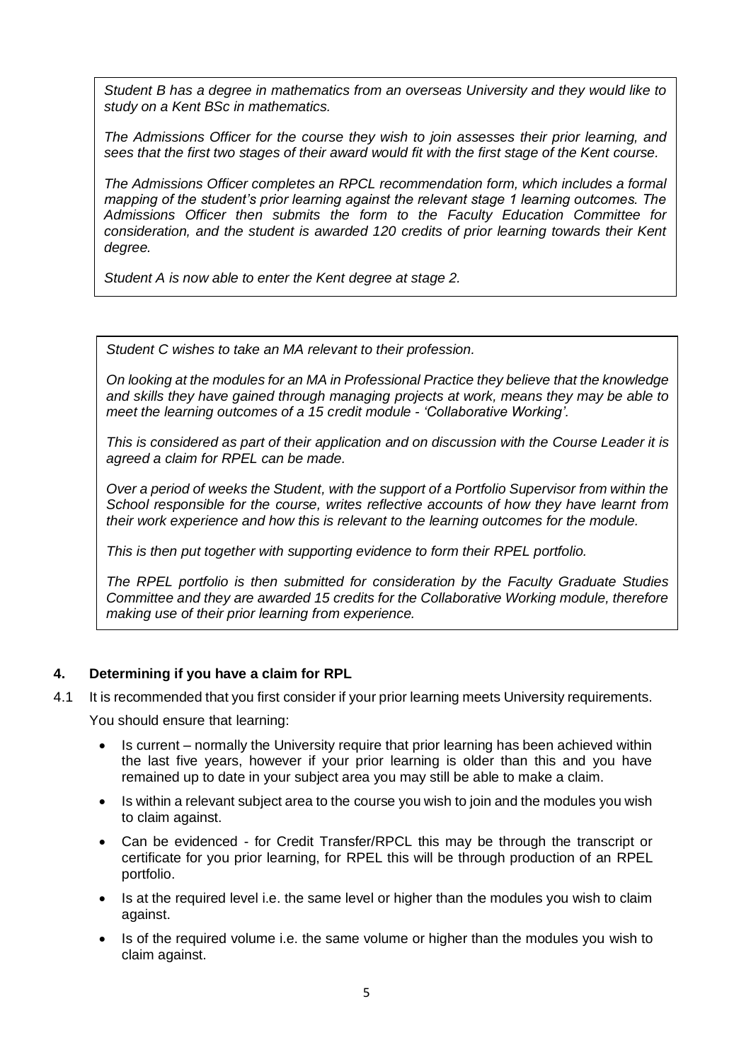*Student B has a degree in mathematics from an overseas University and they would like to study on a Kent BSc in mathematics.*

*The Admissions Officer for the course they wish to join assesses their prior learning, and sees that the first two stages of their award would fit with the first stage of the Kent course.*

*The Admissions Officer completes an RPCL recommendation form, which includes a formal mapping of the student's prior learning against the relevant stage 1 learning outcomes. The Admissions Officer then submits the form to the Faculty Education Committee for consideration, and the student is awarded 120 credits of prior learning towards their Kent degree.*

*Student A is now able to enter the Kent degree at stage 2.*

*Student C wishes to take an MA relevant to their profession.*

*On looking at the modules for an MA in Professional Practice they believe that the knowledge and skills they have gained through managing projects at work, means they may be able to meet the learning outcomes of a 15 credit module - 'Collaborative Working'.*

*This is considered as part of their application and on discussion with the Course Leader it is agreed a claim for RPEL can be made.*

*Over a period of weeks the Student, with the support of a Portfolio Supervisor from within the School responsible for the course, writes reflective accounts of how they have learnt from their work experience and how this is relevant to the learning outcomes for the module.*

*This is then put together with supporting evidence to form their RPEL portfolio.*

*The RPEL portfolio is then submitted for consideration by the Faculty Graduate Studies Committee and they are awarded 15 credits for the Collaborative Working module, therefore making use of their prior learning from experience.*

## 4. Determining if you have a claim for RPL

4.1 It is recommended that you first consider if your prior learning meets University requirements.

You should ensure that learning:

- Is current – normally the University require that prior learning has been achieved within the last five years, however if your prior learning is older than this and you have remained up to date in your subject area you may still be able to make a claim.
- Is within a relevant subject area to the course you wish to join and the modules you wish to claim against.
- Can be evidenced - for Credit Transfer/RPCL this may be through the transcript or certificate for you prior learning, for RPEL this will be through production of an RPEL portfolio.
- Is at the required level i.e. the same level or higher than the modules you wish to claim against.
- Is of the required volume i.e. the same volume or higher than the modules you wish to claim against.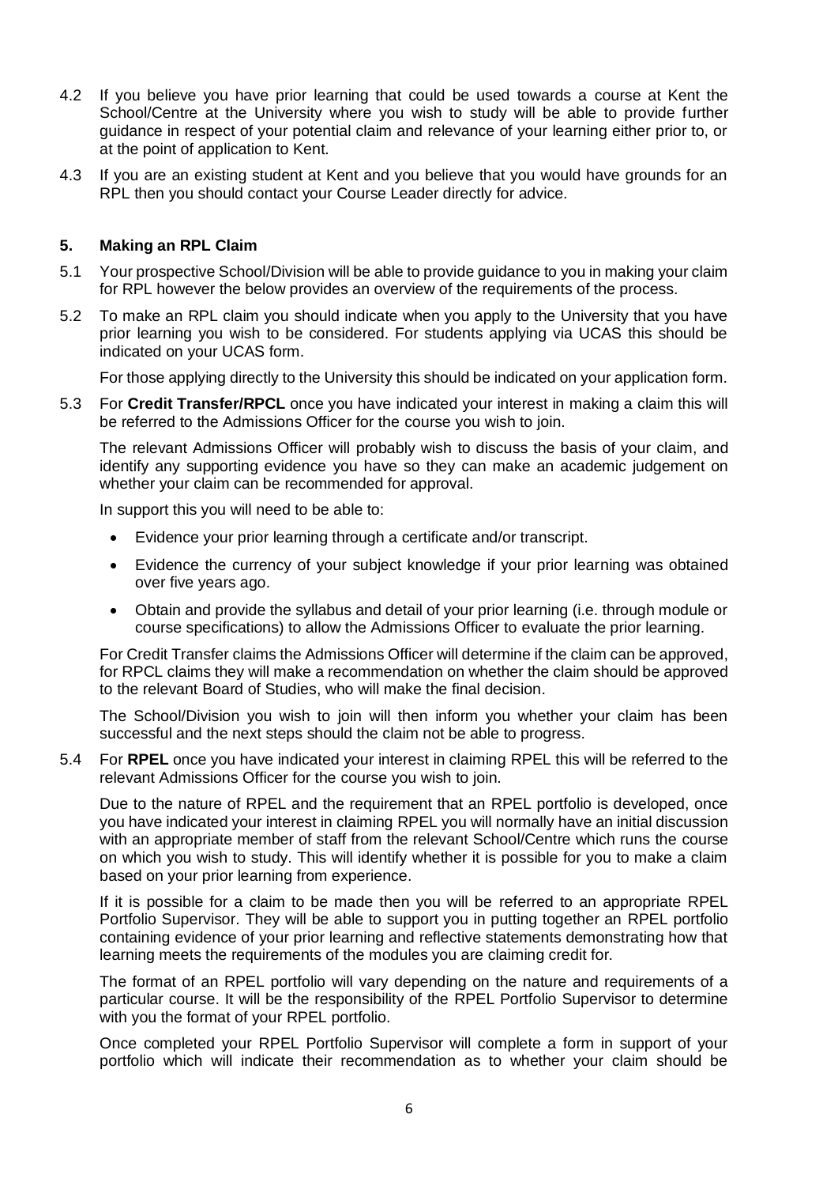4.2 If you believe you have prior learning that could be used towards a course at Kent the School/Centre at the University where you wish to study will be able to provide further guidance in respect of your potential claim and relevance of your learning either prior to, or at the point of application to Kent.

4.3 If you are an existing student at Kent and you believe that you would have grounds for an RPL then you should contact your Course Leader directly for advice.

## 5. Making an RPL Claim

5.1 Your prospective School/Division will be able to provide guidance to you in making your claim for RPL however the below provides an overview of the requirements of the process.

5.2 To make an RPL claim you should indicate when you apply to the University that you have prior learning you wish to be considered. For students applying via UCAS this should be indicated on your UCAS form.

For those applying directly to the University this should be indicated on your application form.

5.3 For **Credit Transfer/RPCL** once you have indicated your interest in making a claim this will be referred to the Admissions Officer for the course you wish to join.

The relevant Admissions Officer will probably wish to discuss the basis of your claim, and identify any supporting evidence you have so they can make an academic judgement on whether your claim can be recommended for approval.

In support this you will need to be able to:

- Evidence your prior learning through a certificate and/or transcript.
- Evidence the currency of your subject knowledge if your prior learning was obtained over five years ago.
- Obtain and provide the syllabus and detail of your prior learning (i.e. through module or course specifications) to allow the Admissions Officer to evaluate the prior learning.

For Credit Transfer claims the Admissions Officer will determine if the claim can be approved, for RPCL claims they will make a recommendation on whether the claim should be approved to the relevant Board of Studies, who will make the final decision.

The School/Division you wish to join will then inform you whether your claim has been successful and the next steps should the claim not be able to progress.

5.4 For **RPEL** once you have indicated your interest in claiming RPEL this will be referred to the relevant Admissions Officer for the course you wish to join.

Due to the nature of RPEL and the requirement that an RPEL portfolio is developed, once you have indicated your interest in claiming RPEL you will normally have an initial discussion with an appropriate member of staff from the relevant School/Centre which runs the course on which you wish to study. This will identify whether it is possible for you to make a claim based on your prior learning from experience.

If it is possible for a claim to be made then you will be referred to an appropriate RPEL Portfolio Supervisor. They will be able to support you in putting together an RPEL portfolio containing evidence of your prior learning and reflective statements demonstrating how that learning meets the requirements of the modules you are claiming credit for.

The format of an RPEL portfolio will vary depending on the nature and requirements of a particular course. It will be the responsibility of the RPEL Portfolio Supervisor to determine with you the format of your RPEL portfolio.

Once completed your RPEL Portfolio Supervisor will complete a form in support of your portfolio which will indicate their recommendation as to whether your claim should be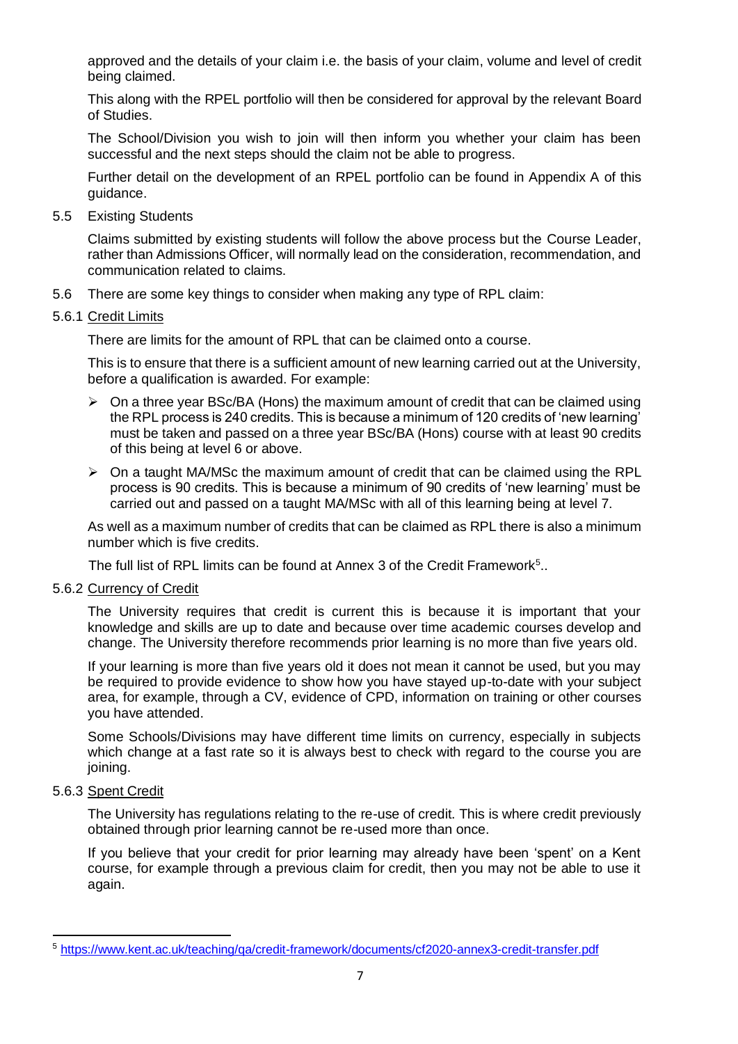approved and the details of your claim i.e. the basis of your claim, volume and level of credit being claimed.

This along with the RPEL portfolio will then be considered for approval by the relevant Board of Studies.

The School/Division you wish to join will then inform you whether your claim has been successful and the next steps should the claim not be able to progress.

Further detail on the development of an RPEL portfolio can be found in Appendix A of this guidance.

5.5 Existing Students

Claims submitted by existing students will follow the above process but the Course Leader, rather than Admissions Officer, will normally lead on the consideration, recommendation, and communication related to claims.

5.6 There are some key things to consider when making any type of RPL claim:

5.6.1 Credit Limits

There are limits for the amount of RPL that can be claimed onto a course.

This is to ensure that there is a sufficient amount of new learning carried out at the University, before a qualification is awarded. For example:

- On a three year BSc/BA (Hons) the maximum amount of credit that can be claimed using the RPL process is 240 credits. This is because a minimum of 120 credits of 'new learning' must be taken and passed on a three year BSc/BA (Hons) course with at least 90 credits of this being at level 6 or above.
- On a taught MA/MSc the maximum amount of credit that can be claimed using the RPL process is 90 credits. This is because a minimum of 90 credits of 'new learning' must be carried out and passed on a taught MA/MSc with all of this learning being at level 7.

As well as a maximum number of credits that can be claimed as RPL there is also a minimum number which is five credits.

The full list of RPL limits can be found at Annex 3 of the Credit Framework[5]..

5.6.2 Currency of Credit

The University requires that credit is current this is because it is important that your knowledge and skills are up to date and because over time academic courses develop and change. The University therefore recommends prior learning is no more than five years old.

If your learning is more than five years old it does not mean it cannot be used, but you may be required to provide evidence to show how you have stayed up-to-date with your subject area, for example, through a CV, evidence of CPD, information on training or other courses you have attended.

Some Schools/Divisions may have different time limits on currency, especially in subjects which change at a fast rate so it is always best to check with regard to the course you are joining.

5.6.3 Spent Credit

The University has regulations relating to the re-use of credit. This is where credit previously obtained through prior learning cannot be re-used more than once.

If you believe that your credit for prior learning may already have been 'spent' on a Kent course, for example through a previous claim for credit, then you may not be able to use it again.

---

[5] https://www.kent.ac.uk/teaching/qa/credit-framework/documents/cf2020-annex3-credit-transfer.pdf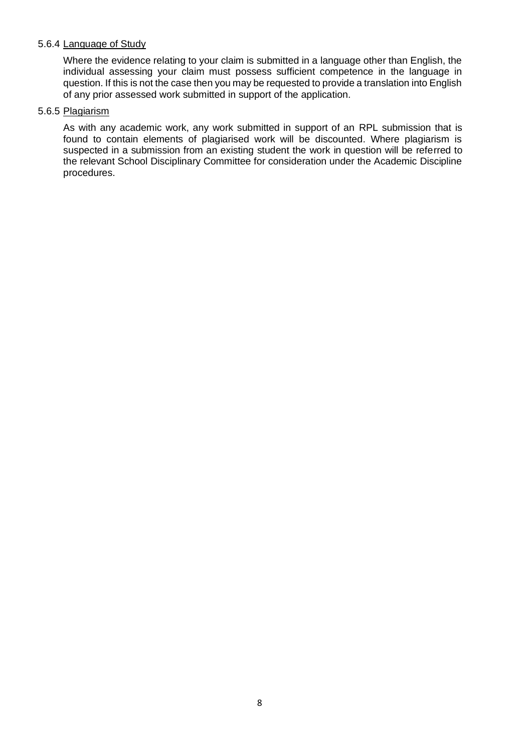#### 5.6.4 <u>Language of Study</u>

Where the evidence relating to your claim is submitted in a language other than English, the individual assessing your claim must possess sufficient competence in the language in question. If this is not the case then you may be requested to provide a translation into English of any prior assessed work submitted in support of the application.

#### 5.6.5 <u>Plagiarism</u>

As with any academic work, any work submitted in support of an RPL submission that is found to contain elements of plagiarised work will be discounted. Where plagiarism is suspected in a submission from an existing student the work in question will be referred to the relevant School Disciplinary Committee for consideration under the Academic Discipline procedures.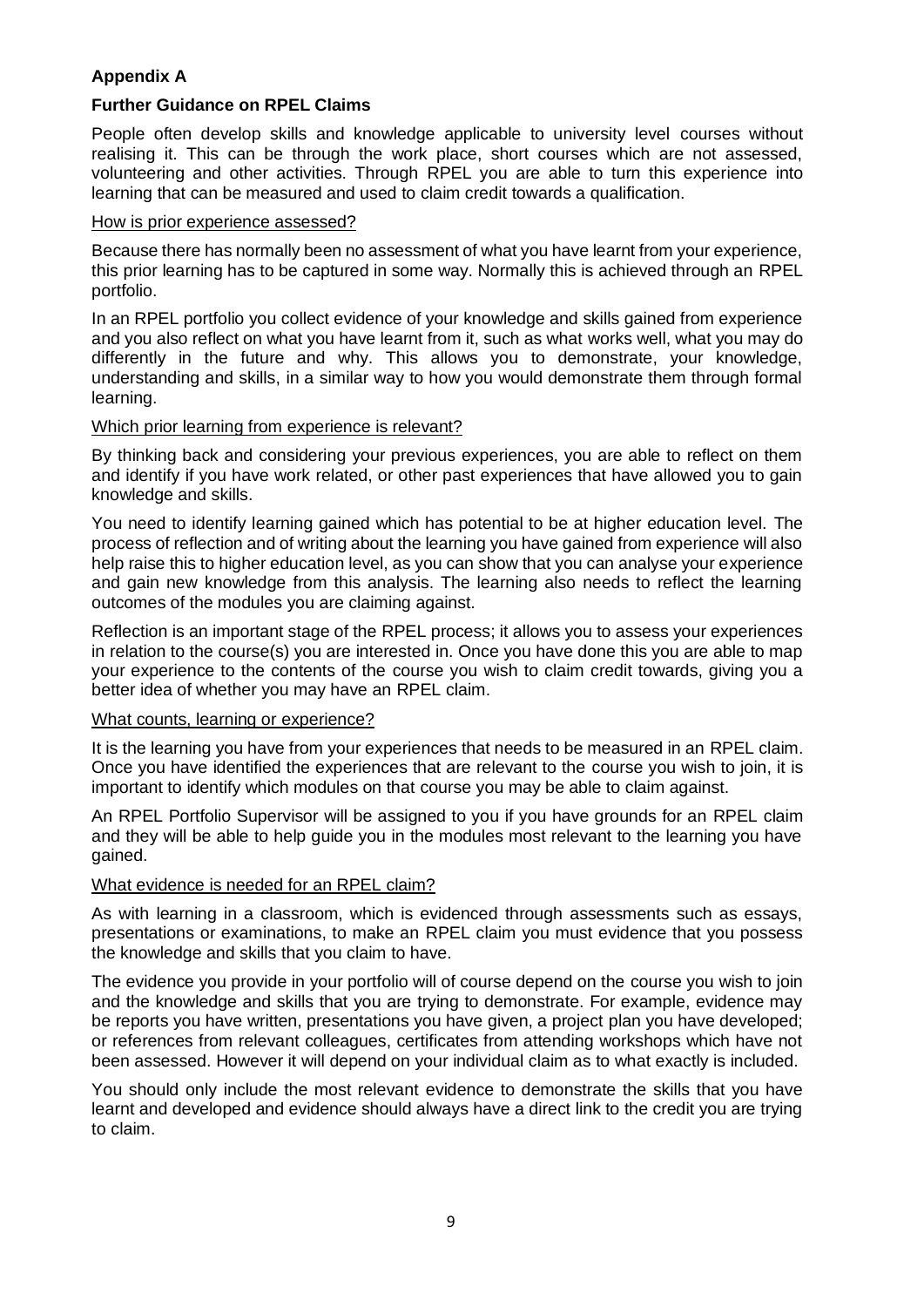## Appendix A

### Further Guidance on RPEL Claims

People often develop skills and knowledge applicable to university level courses without realising it. This can be through the work place, short courses which are not assessed, volunteering and other activities. Through RPEL you are able to turn this experience into learning that can be measured and used to claim credit towards a qualification.

#### How is prior experience assessed?

Because there has normally been no assessment of what you have learnt from your experience, this prior learning has to be captured in some way. Normally this is achieved through an RPEL portfolio.

In an RPEL portfolio you collect evidence of your knowledge and skills gained from experience and you also reflect on what you have learnt from it, such as what works well, what you may do differently in the future and why. This allows you to demonstrate, your knowledge, understanding and skills, in a similar way to how you would demonstrate them through formal learning.

#### Which prior learning from experience is relevant?

By thinking back and considering your previous experiences, you are able to reflect on them and identify if you have work related, or other past experiences that have allowed you to gain knowledge and skills.

You need to identify learning gained which has potential to be at higher education level. The process of reflection and of writing about the learning you have gained from experience will also help raise this to higher education level, as you can show that you can analyse your experience and gain new knowledge from this analysis. The learning also needs to reflect the learning outcomes of the modules you are claiming against.

Reflection is an important stage of the RPEL process; it allows you to assess your experiences in relation to the course(s) you are interested in. Once you have done this you are able to map your experience to the contents of the course you wish to claim credit towards, giving you a better idea of whether you may have an RPEL claim.

#### What counts, learning or experience?

It is the learning you have from your experiences that needs to be measured in an RPEL claim. Once you have identified the experiences that are relevant to the course you wish to join, it is important to identify which modules on that course you may be able to claim against.

An RPEL Portfolio Supervisor will be assigned to you if you have grounds for an RPEL claim and they will be able to help guide you in the modules most relevant to the learning you have gained.

#### What evidence is needed for an RPEL claim?

As with learning in a classroom, which is evidenced through assessments such as essays, presentations or examinations, to make an RPEL claim you must evidence that you possess the knowledge and skills that you claim to have.

The evidence you provide in your portfolio will of course depend on the course you wish to join and the knowledge and skills that you are trying to demonstrate. For example, evidence may be reports you have written, presentations you have given, a project plan you have developed; or references from relevant colleagues, certificates from attending workshops which have not been assessed. However it will depend on your individual claim as to what exactly is included.

You should only include the most relevant evidence to demonstrate the skills that you have learnt and developed and evidence should always have a direct link to the credit you are trying to claim.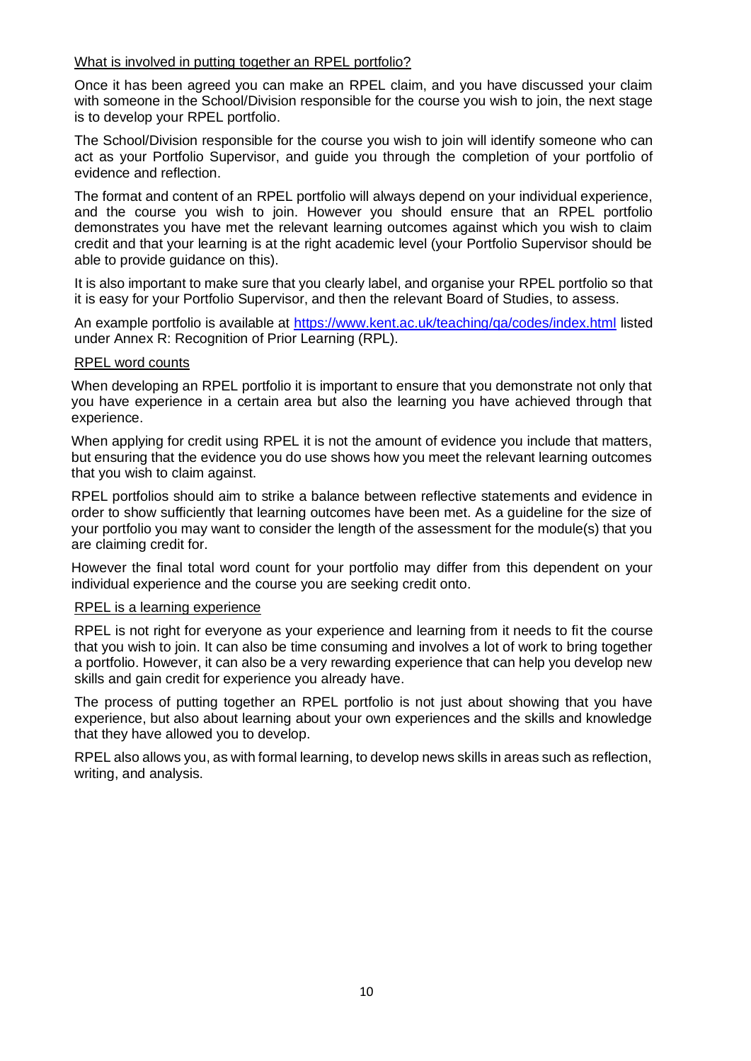## What is involved in putting together an RPEL portfolio?

Once it has been agreed you can make an RPEL claim, and you have discussed your claim with someone in the School/Division responsible for the course you wish to join, the next stage is to develop your RPEL portfolio.

The School/Division responsible for the course you wish to join will identify someone who can act as your Portfolio Supervisor, and guide you through the completion of your portfolio of evidence and reflection.

The format and content of an RPEL portfolio will always depend on your individual experience, and the course you wish to join. However you should ensure that an RPEL portfolio demonstrates you have met the relevant learning outcomes against which you wish to claim credit and that your learning is at the right academic level (your Portfolio Supervisor should be able to provide guidance on this).

It is also important to make sure that you clearly label, and organise your RPEL portfolio so that it is easy for your Portfolio Supervisor, and then the relevant Board of Studies, to assess.

An example portfolio is available at [https://www.kent.ac.uk/teaching/qa/codes/index.html](https://www.kent.ac.uk/teaching/qa/codes/index.html) listed under Annex R: Recognition of Prior Learning (RPL).

## RPEL word counts

When developing an RPEL portfolio it is important to ensure that you demonstrate not only that you have experience in a certain area but also the learning you have achieved through that experience.

When applying for credit using RPEL it is not the amount of evidence you include that matters, but ensuring that the evidence you do use shows how you meet the relevant learning outcomes that you wish to claim against.

RPEL portfolios should aim to strike a balance between reflective statements and evidence in order to show sufficiently that learning outcomes have been met. As a guideline for the size of your portfolio you may want to consider the length of the assessment for the module(s) that you are claiming credit for.

However the final total word count for your portfolio may differ from this dependent on your individual experience and the course you are seeking credit onto.

## RPEL is a learning experience

RPEL is not right for everyone as your experience and learning from it needs to fit the course that you wish to join. It can also be time consuming and involves a lot of work to bring together a portfolio. However, it can also be a very rewarding experience that can help you develop new skills and gain credit for experience you already have.

The process of putting together an RPEL portfolio is not just about showing that you have experience, but also about learning about your own experiences and the skills and knowledge that they have allowed you to develop.

RPEL also allows you, as with formal learning, to develop news skills in areas such as reflection, writing, and analysis.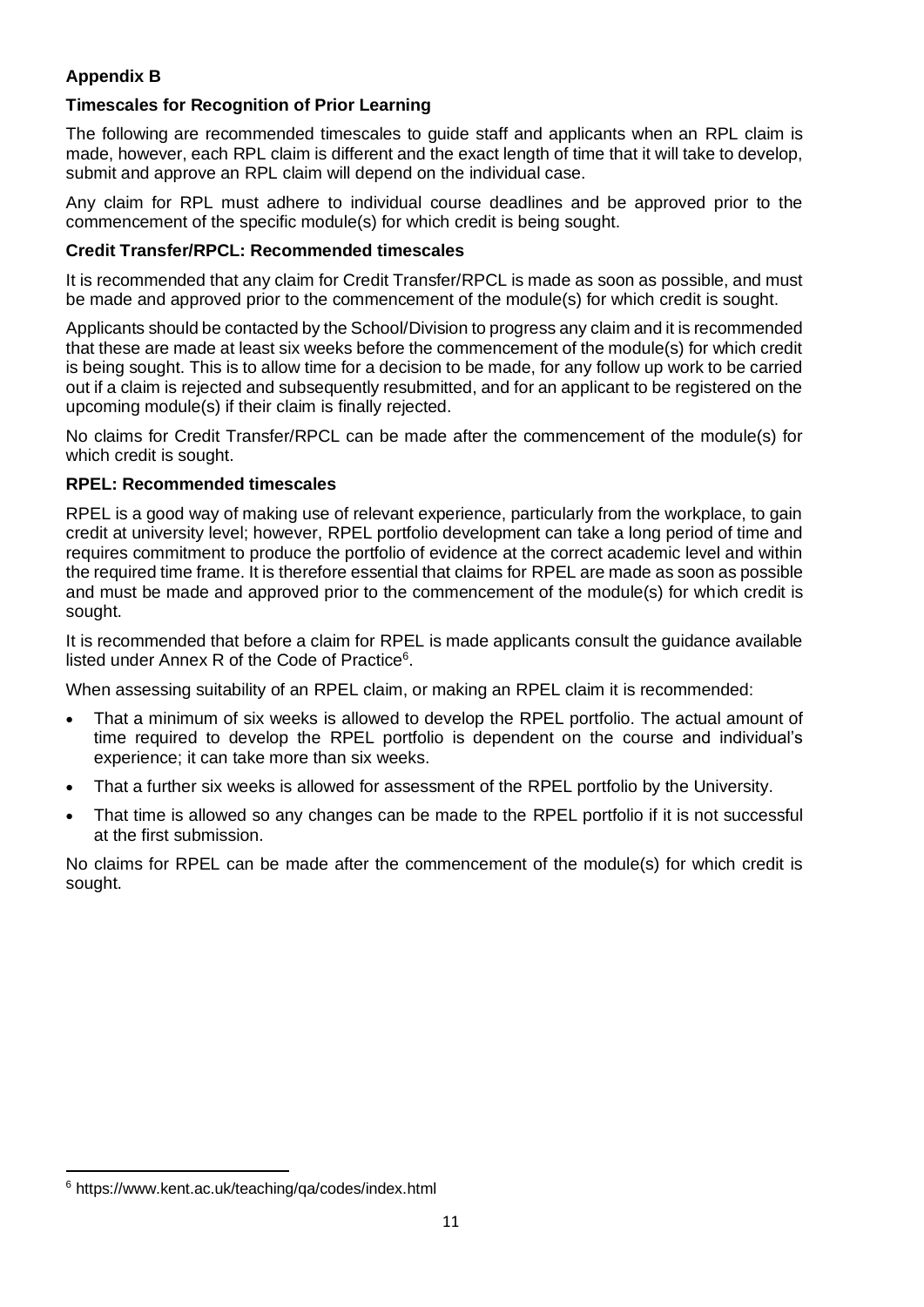## Appendix B

### Timescales for Recognition of Prior Learning

The following are recommended timescales to guide staff and applicants when an RPL claim is made, however, each RPL claim is different and the exact length of time that it will take to develop, submit and approve an RPL claim will depend on the individual case.

Any claim for RPL must adhere to individual course deadlines and be approved prior to the commencement of the specific module(s) for which credit is being sought.

### Credit Transfer/RPCL: Recommended timescales

It is recommended that any claim for Credit Transfer/RPCL is made as soon as possible, and must be made and approved prior to the commencement of the module(s) for which credit is sought.

Applicants should be contacted by the School/Division to progress any claim and it is recommended that these are made at least six weeks before the commencement of the module(s) for which credit is being sought. This is to allow time for a decision to be made, for any follow up work to be carried out if a claim is rejected and subsequently resubmitted, and for an applicant to be registered on the upcoming module(s) if their claim is finally rejected.

No claims for Credit Transfer/RPCL can be made after the commencement of the module(s) for which credit is sought.

### RPEL: Recommended timescales

RPEL is a good way of making use of relevant experience, particularly from the workplace, to gain credit at university level; however, RPEL portfolio development can take a long period of time and requires commitment to produce the portfolio of evidence at the correct academic level and within the required time frame. It is therefore essential that claims for RPEL are made as soon as possible and must be made and approved prior to the commencement of the module(s) for which credit is sought.

It is recommended that before a claim for RPEL is made applicants consult the guidance available listed under Annex R of the Code of Practice[6].

When assessing suitability of an RPEL claim, or making an RPEL claim it is recommended:

- That a minimum of six weeks is allowed to develop the RPEL portfolio. The actual amount of time required to develop the RPEL portfolio is dependent on the course and individual's experience; it can take more than six weeks.
- That a further six weeks is allowed for assessment of the RPEL portfolio by the University.
- That time is allowed so any changes can be made to the RPEL portfolio if it is not successful at the first submission.

No claims for RPEL can be made after the commencement of the module(s) for which credit is sought.

---

[6] https://www.kent.ac.uk/teaching/qa/codes/index.html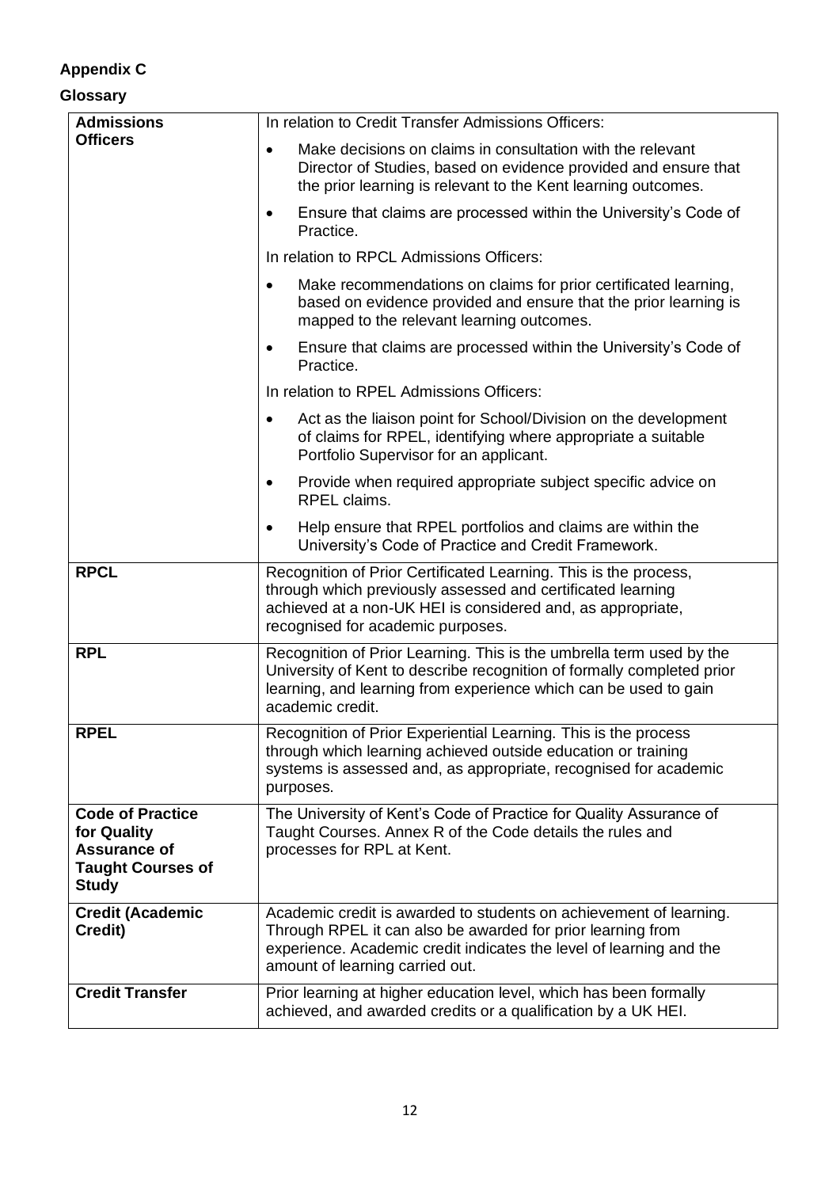## Appendix C

### Glossary

| | |
|---|---|
| **Admissions Officers** | In relation to Credit Transfer Admissions Officers:<br>• Make decisions on claims in consultation with the relevant Director of Studies, based on evidence provided and ensure that the prior learning is relevant to the Kent learning outcomes.<br>• Ensure that claims are processed within the University's Code of Practice.<br>In relation to RPCL Admissions Officers:<br>• Make recommendations on claims for prior certificated learning, based on evidence provided and ensure that the prior learning is mapped to the relevant learning outcomes.<br>• Ensure that claims are processed within the University's Code of Practice.<br>In relation to RPEL Admissions Officers:<br>• Act as the liaison point for School/Division on the development of claims for RPEL, identifying where appropriate a suitable Portfolio Supervisor for an applicant.<br>• Provide when required appropriate subject specific advice on RPEL claims.<br>• Help ensure that RPEL portfolios and claims are within the University's Code of Practice and Credit Framework. |
| **RPCL** | Recognition of Prior Certificated Learning. This is the process, through which previously assessed and certificated learning achieved at a non-UK HEI is considered and, as appropriate, recognised for academic purposes. |
| **RPL** | Recognition of Prior Learning. This is the umbrella term used by the University of Kent to describe recognition of formally completed prior learning, and learning from experience which can be used to gain academic credit. |
| **RPEL** | Recognition of Prior Experiential Learning. This is the process through which learning achieved outside education or training systems is assessed and, as appropriate, recognised for academic purposes. |
| **Code of Practice for Quality Assurance of Taught Courses of Study** | The University of Kent's Code of Practice for Quality Assurance of Taught Courses. Annex R of the Code details the rules and processes for RPL at Kent. |
| **Credit (Academic Credit)** | Academic credit is awarded to students on achievement of learning. Through RPEL it can also be awarded for prior learning from experience. Academic credit indicates the level of learning and the amount of learning carried out. |
| **Credit Transfer** | Prior learning at higher education level, which has been formally achieved, and awarded credits or a qualification by a UK HEI. |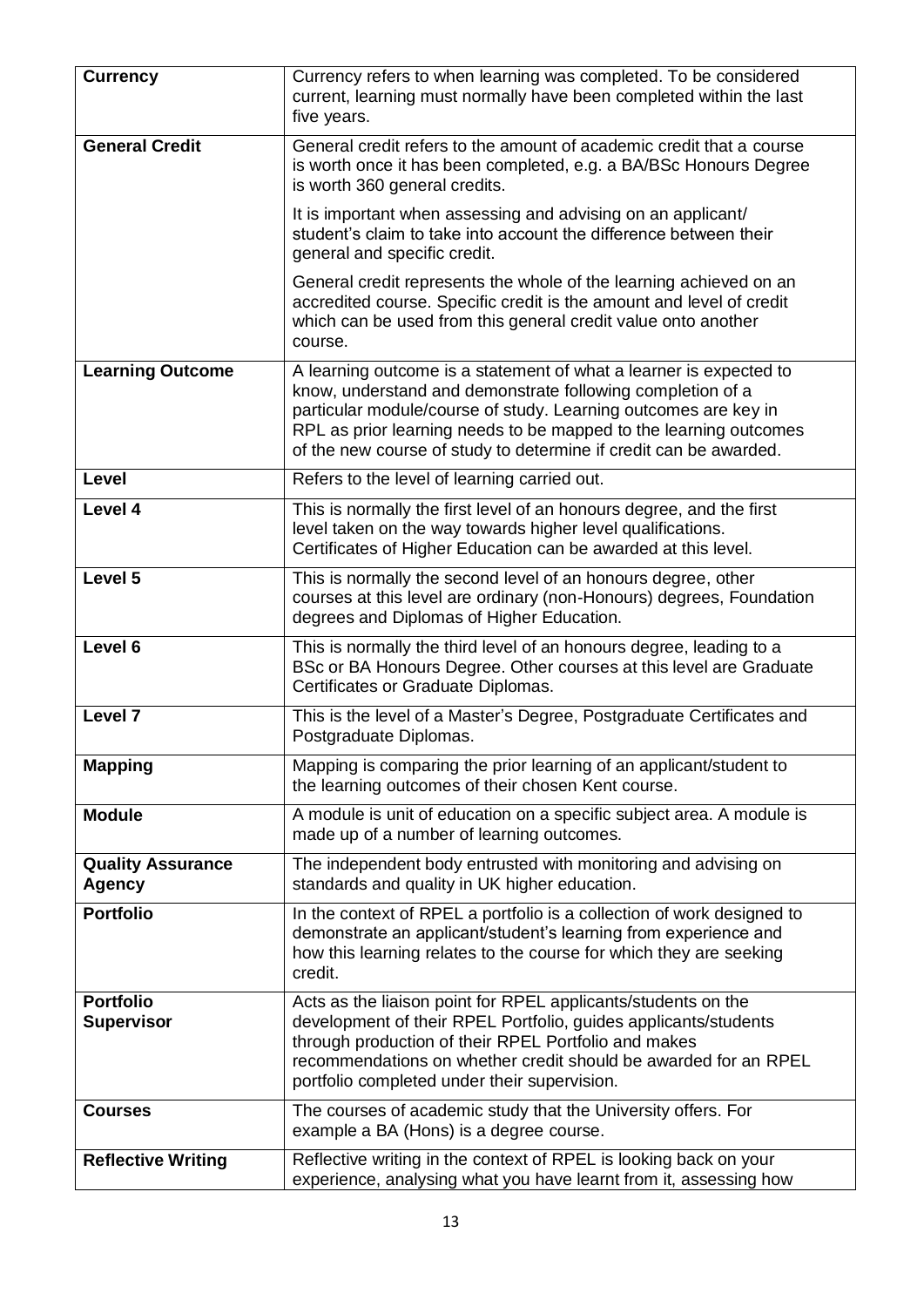| | |
|---|---|
| **Currency** | Currency refers to when learning was completed. To be considered current, learning must normally have been completed within the last five years. |
| **General Credit** | General credit refers to the amount of academic credit that a course is worth once it has been completed, e.g. a BA/BSc Honours Degree is worth 360 general credits.<br><br>It is important when assessing and advising on an applicant/ student's claim to take into account the difference between their general and specific credit.<br><br>General credit represents the whole of the learning achieved on an accredited course. Specific credit is the amount and level of credit which can be used from this general credit value onto another course. |
| **Learning Outcome** | A learning outcome is a statement of what a learner is expected to know, understand and demonstrate following completion of a particular module/course of study. Learning outcomes are key in RPL as prior learning needs to be mapped to the learning outcomes of the new course of study to determine if credit can be awarded. |
| **Level** | Refers to the level of learning carried out. |
| **Level 4** | This is normally the first level of an honours degree, and the first level taken on the way towards higher level qualifications. Certificates of Higher Education can be awarded at this level. |
| **Level 5** | This is normally the second level of an honours degree, other courses at this level are ordinary (non-Honours) degrees, Foundation degrees and Diplomas of Higher Education. |
| **Level 6** | This is normally the third level of an honours degree, leading to a BSc or BA Honours Degree. Other courses at this level are Graduate Certificates or Graduate Diplomas. |
| **Level 7** | This is the level of a Master's Degree, Postgraduate Certificates and Postgraduate Diplomas. |
| **Mapping** | Mapping is comparing the prior learning of an applicant/student to the learning outcomes of their chosen Kent course. |
| **Module** | A module is unit of education on a specific subject area. A module is made up of a number of learning outcomes. |
| **Quality Assurance Agency** | The independent body entrusted with monitoring and advising on standards and quality in UK higher education. |
| **Portfolio** | In the context of RPEL a portfolio is a collection of work designed to demonstrate an applicant/student's learning from experience and how this learning relates to the course for which they are seeking credit. |
| **Portfolio Supervisor** | Acts as the liaison point for RPEL applicants/students on the development of their RPEL Portfolio, guides applicants/students through production of their RPEL Portfolio and makes recommendations on whether credit should be awarded for an RPEL portfolio completed under their supervision. |
| **Courses** | The courses of academic study that the University offers. For example a BA (Hons) is a degree course. |
| **Reflective Writing** | Reflective writing in the context of RPEL is looking back on your experience, analysing what you have learnt from it, assessing how |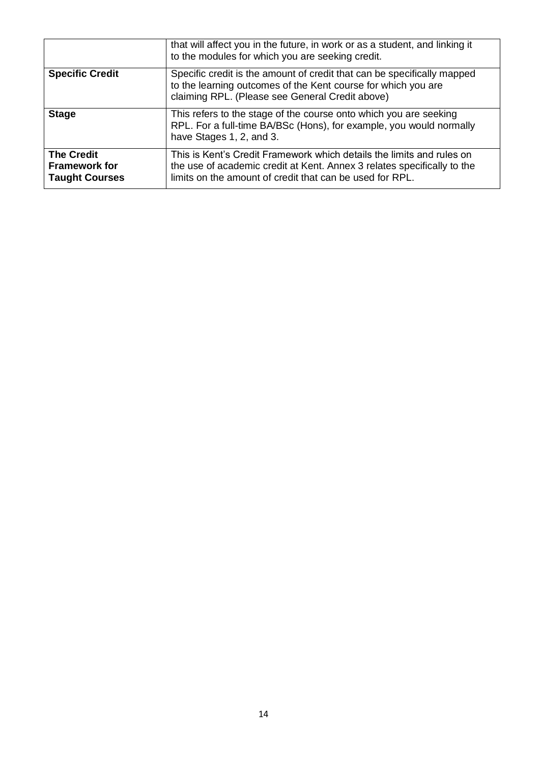| | |
|---|---|
| | that will affect you in the future, in work or as a student, and linking it to the modules for which you are seeking credit. |
| **Specific Credit** | Specific credit is the amount of credit that can be specifically mapped to the learning outcomes of the Kent course for which you are claiming RPL. (Please see General Credit above) |
| **Stage** | This refers to the stage of the course onto which you are seeking RPL. For a full-time BA/BSc (Hons), for example, you would normally have Stages 1, 2, and 3. |
| **The Credit Framework for Taught Courses** | This is Kent's Credit Framework which details the limits and rules on the use of academic credit at Kent. Annex 3 relates specifically to the limits on the amount of credit that can be used for RPL. |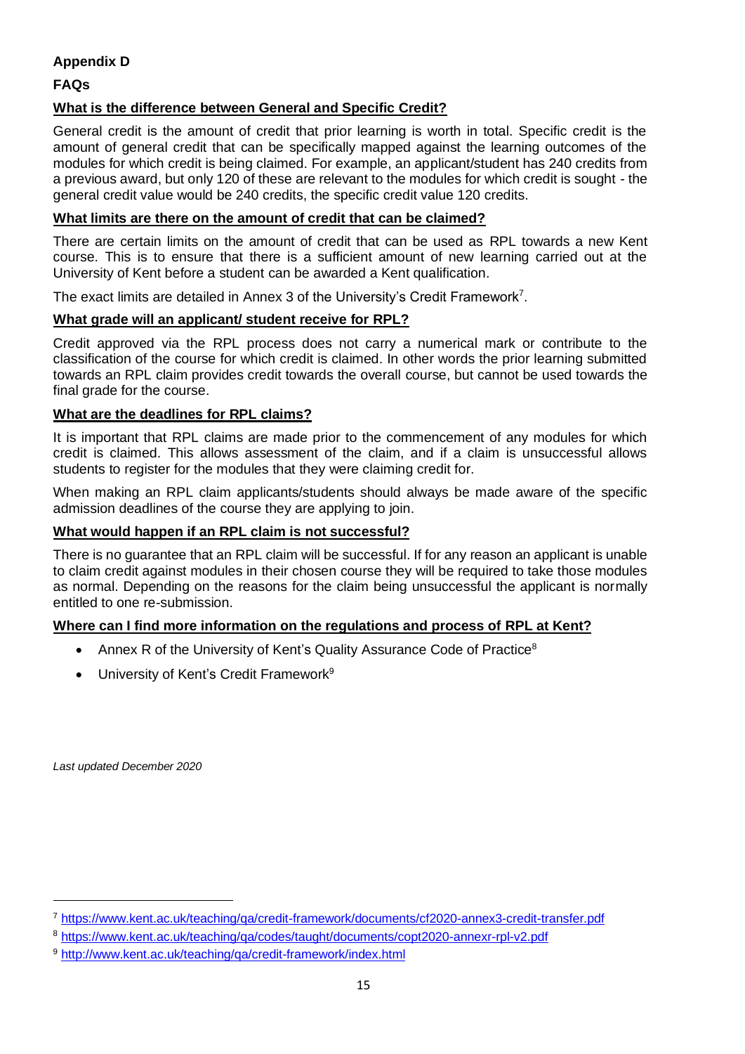## Appendix D

### FAQs

**What is the difference between General and Specific Credit?**

General credit is the amount of credit that prior learning is worth in total. Specific credit is the amount of general credit that can be specifically mapped against the learning outcomes of the modules for which credit is being claimed. For example, an applicant/student has 240 credits from a previous award, but only 120 of these are relevant to the modules for which credit is sought - the general credit value would be 240 credits, the specific credit value 120 credits.

**What limits are there on the amount of credit that can be claimed?**

There are certain limits on the amount of credit that can be used as RPL towards a new Kent course. This is to ensure that there is a sufficient amount of new learning carried out at the University of Kent before a student can be awarded a Kent qualification.

The exact limits are detailed in Annex 3 of the University's Credit Framework[7].

**What grade will an applicant/ student receive for RPL?**

Credit approved via the RPL process does not carry a numerical mark or contribute to the classification of the course for which credit is claimed. In other words the prior learning submitted towards an RPL claim provides credit towards the overall course, but cannot be used towards the final grade for the course.

**What are the deadlines for RPL claims?**

It is important that RPL claims are made prior to the commencement of any modules for which credit is claimed. This allows assessment of the claim, and if a claim is unsuccessful allows students to register for the modules that they were claiming credit for.

When making an RPL claim applicants/students should always be made aware of the specific admission deadlines of the course they are applying to join.

**What would happen if an RPL claim is not successful?**

There is no guarantee that an RPL claim will be successful. If for any reason an applicant is unable to claim credit against modules in their chosen course they will be required to take those modules as normal. Depending on the reasons for the claim being unsuccessful the applicant is normally entitled to one re-submission.

**Where can I find more information on the regulations and process of RPL at Kent?**

- Annex R of the University of Kent's Quality Assurance Code of Practice[8]
- University of Kent's Credit Framework[9]

*Last updated December 2020*

[7] https://www.kent.ac.uk/teaching/qa/credit-framework/documents/cf2020-annex3-credit-transfer.pdf

[8] https://www.kent.ac.uk/teaching/qa/codes/taught/documents/copt2020-annexr-rpl-v2.pdf

[9] http://www.kent.ac.uk/teaching/qa/credit-framework/index.html